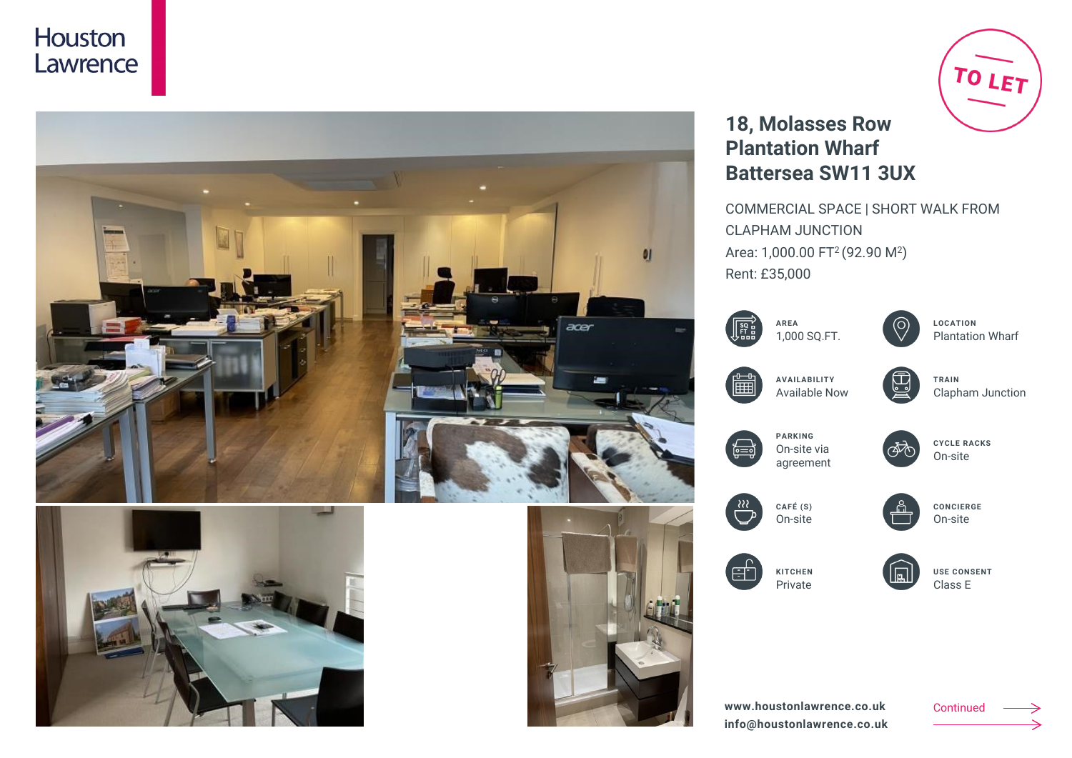Houston Lawrence

TO LET

# 18, Molasses Row Plantation Wharf Battersea SW11 3UX

COMMERCIAL SPACE | SHORT WALK FROM CLAPHAM JUNCTION

Area: 1,000.00 FT$^2$ (92.90 M$^2$)

Rent: £35,000

**AREA**
1,000 SQ.FT.

**LOCATION**
Plantation Wharf

**AVAILABILITY**
Available Now

**TRAIN**
Clapham Junction

**PARKING**
On-site via agreement

**CYCLE RACKS**
On-site

**CAFÉ (S)**
On-site

**CONCIERGE**
On-site

**KITCHEN**
Private

**USE CONSENT**
Class E

**www.houstonlawrence.co.uk**
**info@houstonlawrence.co.uk**

Continued →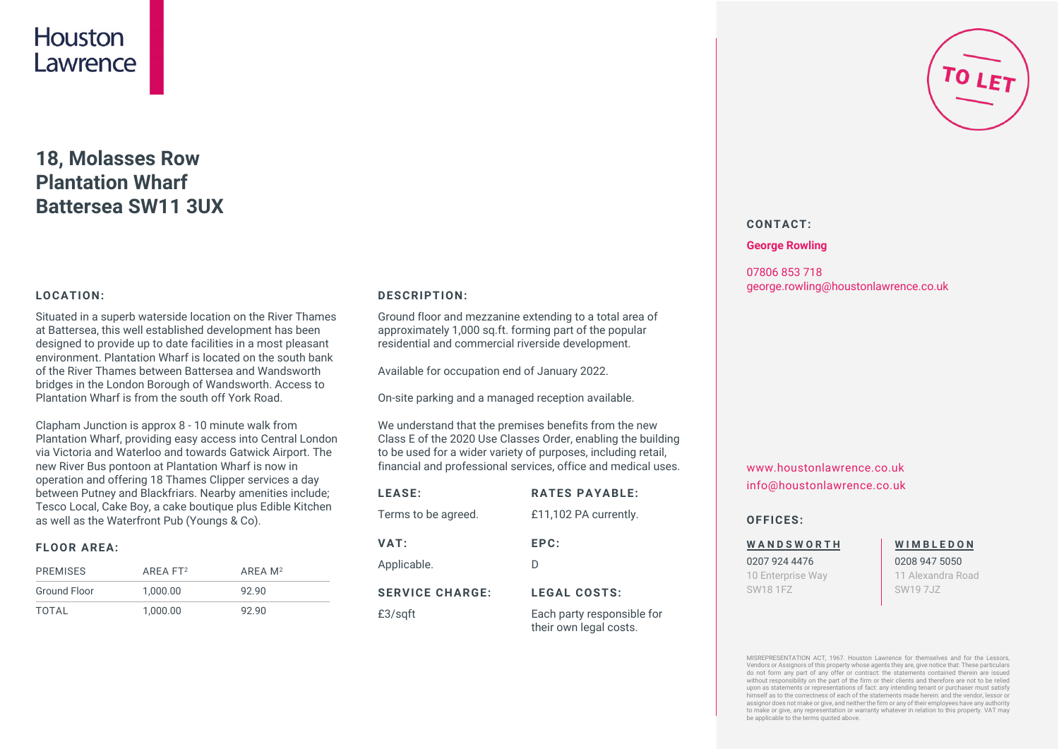Houston Lawrence

# 18, Molasses Row Plantation Wharf Battersea SW11 3UX

TO LET

### LOCATION:

Situated in a superb waterside location on the River Thames at Battersea, this well established development has been designed to provide up to date facilities in a most pleasant environment. Plantation Wharf is located on the south bank of the River Thames between Battersea and Wandsworth bridges in the London Borough of Wandsworth. Access to Plantation Wharf is from the south off York Road.

Clapham Junction is approx 8 - 10 minute walk from Plantation Wharf, providing easy access into Central London via Victoria and Waterloo and towards Gatwick Airport. The new River Bus pontoon at Plantation Wharf is now in operation and offering 18 Thames Clipper services a day between Putney and Blackfriars. Nearby amenities include; Tesco Local, Cake Boy, a cake boutique plus Edible Kitchen as well as the Waterfront Pub (Youngs & Co).

### FLOOR AREA:

| PREMISES | AREA FT² | AREA M² |
|---|---|---|
| Ground Floor | 1,000.00 | 92.90 |
| TOTAL | 1,000.00 | 92.90 |

### DESCRIPTION:

Ground floor and mezzanine extending to a total area of approximately 1,000 sq.ft. forming part of the popular residential and commercial riverside development.

Available for occupation end of January 2022.

On-site parking and a managed reception available.

We understand that the premises benefits from the new Class E of the 2020 Use Classes Order, enabling the building to be used for a wider variety of purposes, including retail, financial and professional services, office and medical uses.

### LEASE:

Terms to be agreed.

### RATES PAYABLE:

£11,102 PA currently.

### VAT:

Applicable.

### EPC:

D

### SERVICE CHARGE:

£3/sqft

### LEGAL COSTS:

Each party responsible for their own legal costs.

### CONTACT:

**George Rowling**

07806 853 718
george.rowling@houstonlawrence.co.uk

www.houstonlawrence.co.uk
info@houstonlawrence.co.uk

### OFFICES:

**WANDSWORTH**
0207 924 4476
10 Enterprise Way
SW18 1FZ

**WIMBLEDON**
0208 947 5050
11 Alexandra Road
SW19 7JZ

MISREPRESENTATION ACT, 1967. Houston Lawrence for themselves and for the Lessors, Vendors or Assignors of this property whose agents they are, give notice that: These particulars do not form any part of any offer or contract: the statements contained therein are issued without responsibility on the part of the firm or their clients and therefore are not to be relied upon as statements or representations of fact: any intending tenant or purchaser must satisfy himself as to the correctness of each of the statements made herein: and the vendor, lessor or assignor does not make or give, and neither the firm or any of their employees have any authority to make or give, any representation or warranty whatever in relation to this property. VAT may be applicable to the terms quoted above.